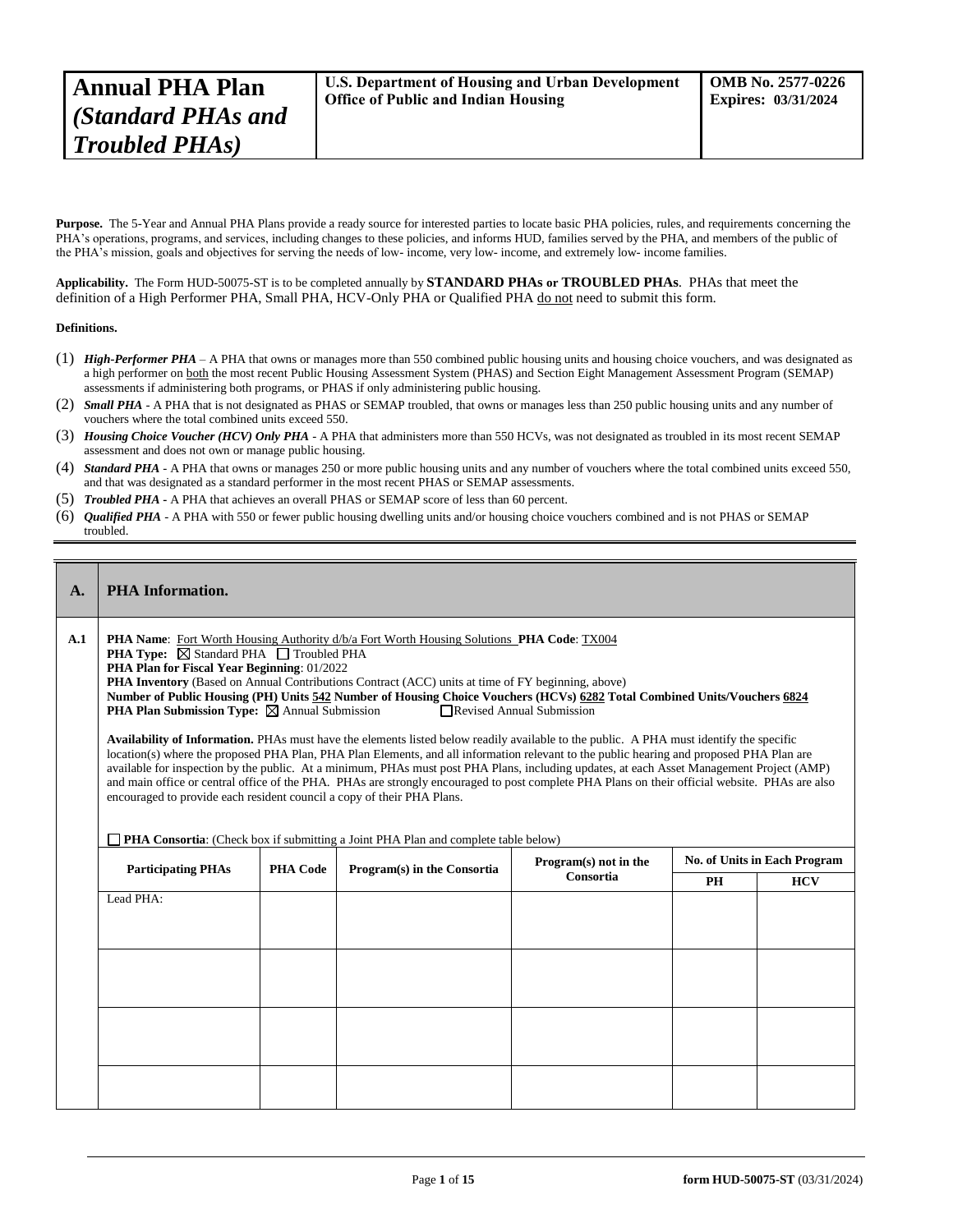| **Annual PHA Plan** *(Standard PHAs and Troubled PHAs)* | **U.S. Department of Housing and Urban Development Office of Public and Indian Housing** | **OMB No. 2577-0226 Expires: 03/31/2024** |
|---|---|---|

**Purpose.** The 5-Year and Annual PHA Plans provide a ready source for interested parties to locate basic PHA policies, rules, and requirements concerning the PHA's operations, programs, and services, including changes to these policies, and informs HUD, families served by the PHA, and members of the public of the PHA's mission, goals and objectives for serving the needs of low- income, very low- income, and extremely low- income families.

**Applicability.** The Form HUD-50075-ST is to be completed annually by **STANDARD PHAs or TROUBLED PHAs**. PHAs that meet the definition of a High Performer PHA, Small PHA, HCV-Only PHA or Qualified PHA do not need to submit this form.

**Definitions.**

(1) ***High-Performer PHA*** – A PHA that owns or manages more than 550 combined public housing units and housing choice vouchers, and was designated as a high performer on both the most recent Public Housing Assessment System (PHAS) and Section Eight Management Assessment Program (SEMAP) assessments if administering both programs, or PHAS if only administering public housing.

(2) ***Small PHA*** - A PHA that is not designated as PHAS or SEMAP troubled, that owns or manages less than 250 public housing units and any number of vouchers where the total combined units exceed 550.

(3) ***Housing Choice Voucher (HCV) Only PHA*** - A PHA that administers more than 550 HCVs, was not designated as troubled in its most recent SEMAP assessment and does not own or manage public housing.

(4) ***Standard PHA*** - A PHA that owns or manages 250 or more public housing units and any number of vouchers where the total combined units exceed 550, and that was designated as a standard performer in the most recent PHAS or SEMAP assessments.

(5) ***Troubled PHA*** - A PHA that achieves an overall PHAS or SEMAP score of less than 60 percent.

(6) ***Qualified PHA*** - A PHA with 550 or fewer public housing dwelling units and/or housing choice vouchers combined and is not PHAS or SEMAP troubled.

## A. PHA Information.

**A.1**

**PHA Name**: Fort Worth Housing Authority d/b/a Fort Worth Housing Solutions **PHA Code**: TX004

**PHA Type:** ☒ Standard PHA ☐ Troubled PHA

**PHA Plan for Fiscal Year Beginning**: 01/2022

**PHA Inventory** (Based on Annual Contributions Contract (ACC) units at time of FY beginning, above)

**Number of Public Housing (PH) Units 542 Number of Housing Choice Vouchers (HCVs) 6282 Total Combined Units/Vouchers 6824**

**PHA Plan Submission Type:** ☒ Annual Submission ☐ Revised Annual Submission

**Availability of Information.** PHAs must have the elements listed below readily available to the public. A PHA must identify the specific location(s) where the proposed PHA Plan, PHA Plan Elements, and all information relevant to the public hearing and proposed PHA Plan are available for inspection by the public. At a minimum, PHAs must post PHA Plans, including updates, at each Asset Management Project (AMP) and main office or central office of the PHA. PHAs are strongly encouraged to post complete PHA Plans on their official website. PHAs are also encouraged to provide each resident council a copy of their PHA Plans.

☐ **PHA Consortia**: (Check box if submitting a Joint PHA Plan and complete table below)

| Participating PHAs | PHA Code | Program(s) in the Consortia | Program(s) not in the Consortia | No. of Units in Each Program | |
|---|---|---|---|---|---|
| | | | | PH | HCV |
| Lead PHA: | | | | | |
| | | | | | |
| | | | | | |
| | | | | | |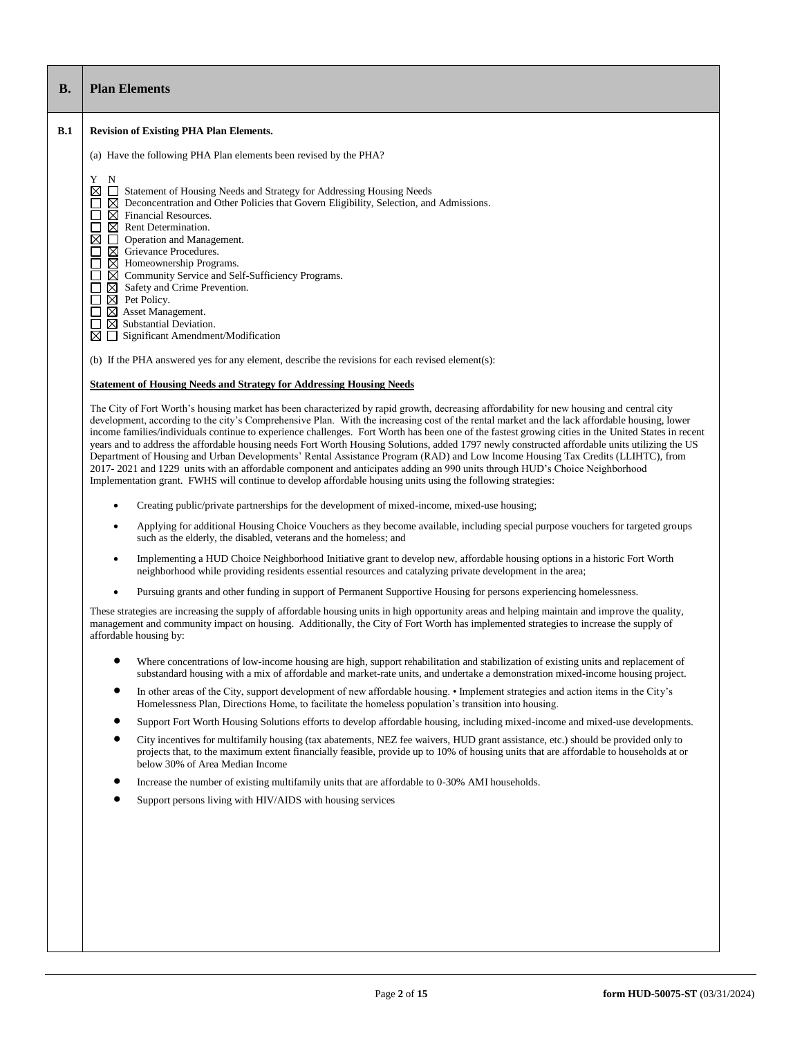| B. | Plan Elements |
|---|---|

**B.1 Revision of Existing PHA Plan Elements.**

(a) Have the following PHA Plan elements been revised by the PHA?

| Y | N | |
|---|---|---|
| ☒ | ☐ | Statement of Housing Needs and Strategy for Addressing Housing Needs |
| ☐ | ☒ | Deconcentration and Other Policies that Govern Eligibility, Selection, and Admissions. |
| ☐ | ☒ | Financial Resources. |
| ☐ | ☒ | Rent Determination. |
| ☒ | ☐ | Operation and Management. |
| ☐ | ☒ | Grievance Procedures. |
| ☐ | ☒ | Homeownership Programs. |
| ☐ | ☒ | Community Service and Self-Sufficiency Programs. |
| ☐ | ☒ | Safety and Crime Prevention. |
| ☐ | ☒ | Pet Policy. |
| ☐ | ☒ | Asset Management. |
| ☐ | ☒ | Substantial Deviation. |
| ☒ | ☐ | Significant Amendment/Modification |

(b) If the PHA answered yes for any element, describe the revisions for each revised element(s):

**Statement of Housing Needs and Strategy for Addressing Housing Needs**

The City of Fort Worth's housing market has been characterized by rapid growth, decreasing affordability for new housing and central city development, according to the city's Comprehensive Plan. With the increasing cost of the rental market and the lack affordable housing, lower income families/individuals continue to experience challenges. Fort Worth has been one of the fastest growing cities in the United States in recent years and to address the affordable housing needs Fort Worth Housing Solutions, added 1797 newly constructed affordable units utilizing the US Department of Housing and Urban Developments' Rental Assistance Program (RAD) and Low Income Housing Tax Credits (LLIHTC), from 2017- 2021 and 1229 units with an affordable component and anticipates adding an 990 units through HUD's Choice Neighborhood Implementation grant. FWHS will continue to develop affordable housing units using the following strategies:

- Creating public/private partnerships for the development of mixed-income, mixed-use housing;
- Applying for additional Housing Choice Vouchers as they become available, including special purpose vouchers for targeted groups such as the elderly, the disabled, veterans and the homeless; and
- Implementing a HUD Choice Neighborhood Initiative grant to develop new, affordable housing options in a historic Fort Worth neighborhood while providing residents essential resources and catalyzing private development in the area;
- Pursuing grants and other funding in support of Permanent Supportive Housing for persons experiencing homelessness.

These strategies are increasing the supply of affordable housing units in high opportunity areas and helping maintain and improve the quality, management and community impact on housing. Additionally, the City of Fort Worth has implemented strategies to increase the supply of affordable housing by:

- Where concentrations of low-income housing are high, support rehabilitation and stabilization of existing units and replacement of substandard housing with a mix of affordable and market-rate units, and undertake a demonstration mixed-income housing project.
- In other areas of the City, support development of new affordable housing. • Implement strategies and action items in the City's Homelessness Plan, Directions Home, to facilitate the homeless population's transition into housing.
- Support Fort Worth Housing Solutions efforts to develop affordable housing, including mixed-income and mixed-use developments.
- City incentives for multifamily housing (tax abatements, NEZ fee waivers, HUD grant assistance, etc.) should be provided only to projects that, to the maximum extent financially feasible, provide up to 10% of housing units that are affordable to households at or below 30% of Area Median Income
- Increase the number of existing multifamily units that are affordable to 0-30% AMI households.
- Support persons living with HIV/AIDS with housing services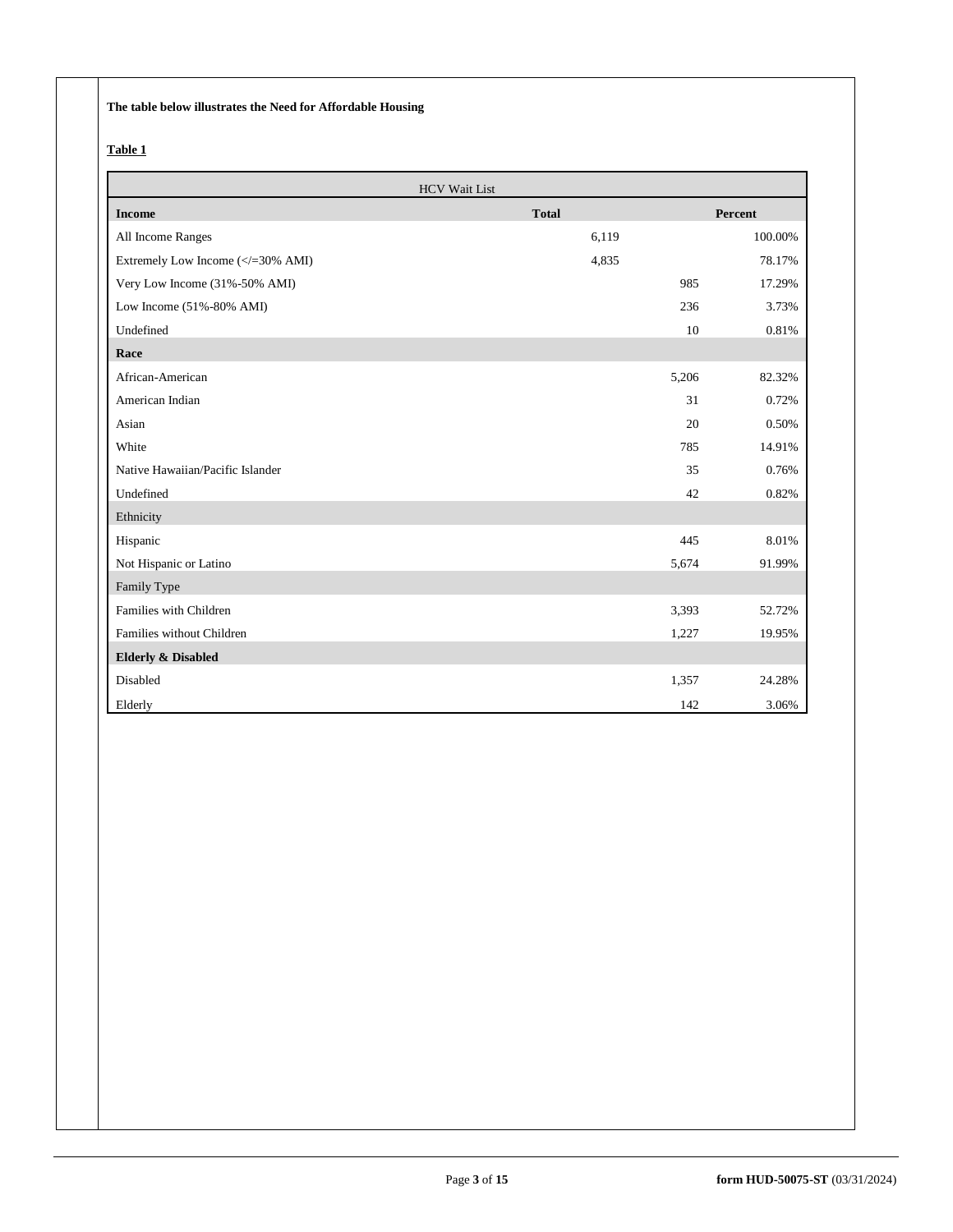**The table below illustrates the Need for Affordable Housing**

**Table 1**

| HCV Wait List | | |
|---|---|---|
| **Income** | **Total** | **Percent** |
| All Income Ranges | 6,119 | 100.00% |
| Extremely Low Income (</=30% AMI) | 4,835 | 78.17% |
| Very Low Income (31%-50% AMI) | 985 | 17.29% |
| Low Income (51%-80% AMI) | 236 | 3.73% |
| Undefined | 10 | 0.81% |
| **Race** | | |
| African-American | 5,206 | 82.32% |
| American Indian | 31 | 0.72% |
| Asian | 20 | 0.50% |
| White | 785 | 14.91% |
| Native Hawaiian/Pacific Islander | 35 | 0.76% |
| Undefined | 42 | 0.82% |
| Ethnicity | | |
| Hispanic | 445 | 8.01% |
| Not Hispanic or Latino | 5,674 | 91.99% |
| Family Type | | |
| Families with Children | 3,393 | 52.72% |
| Families without Children | 1,227 | 19.95% |
| **Elderly & Disabled** | | |
| Disabled | 1,357 | 24.28% |
| Elderly | 142 | 3.06% |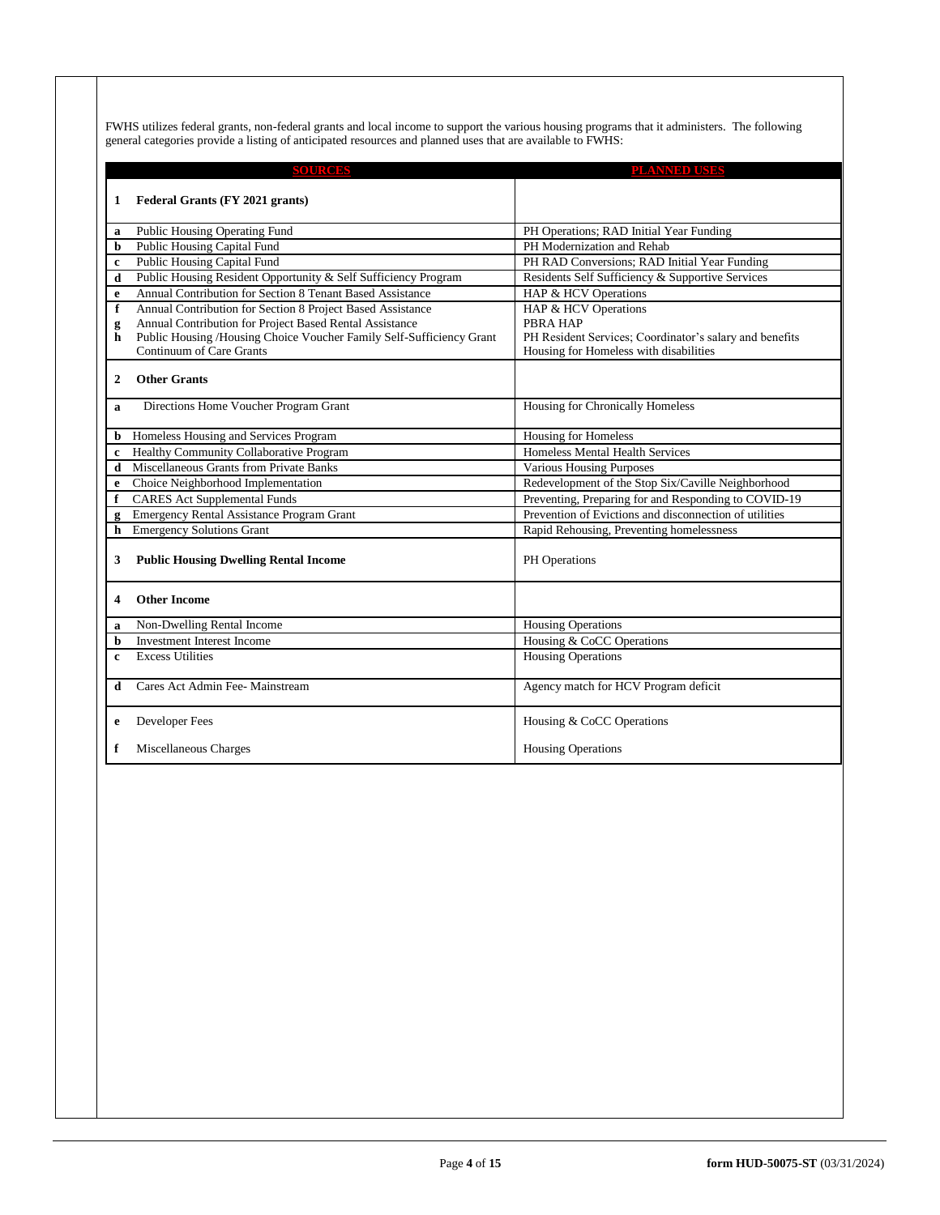FWHS utilizes federal grants, non-federal grants and local income to support the various housing programs that it administers. The following general categories provide a listing of anticipated resources and planned uses that are available to FWHS:

| | SOURCES | PLANNED USES |
|---|---|---|
| **1** | **Federal Grants (FY 2021 grants)** | |
| a | Public Housing Operating Fund | PH Operations; RAD Initial Year Funding |
| b | Public Housing Capital Fund | PH Modernization and Rehab |
| c | Public Housing Capital Fund | PH RAD Conversions; RAD Initial Year Funding |
| d | Public Housing Resident Opportunity & Self Sufficiency Program | Residents Self Sufficiency & Supportive Services |
| e | Annual Contribution for Section 8 Tenant Based Assistance | HAP & HCV Operations |
| f | Annual Contribution for Section 8 Project Based Assistance | HAP & HCV Operations |
| g | Annual Contribution for Project Based Rental Assistance | PBRA HAP |
| h | Public Housing /Housing Choice Voucher Family Self-Sufficiency Grant | PH Resident Services; Coordinator's salary and benefits |
| | Continuum of Care Grants | Housing for Homeless with disabilities |
| **2** | **Other Grants** | |
| a | Directions Home Voucher Program Grant | Housing for Chronically Homeless |
| b | Homeless Housing and Services Program | Housing for Homeless |
| c | Healthy Community Collaborative Program | Homeless Mental Health Services |
| d | Miscellaneous Grants from Private Banks | Various Housing Purposes |
| e | Choice Neighborhood Implementation | Redevelopment of the Stop Six/Caville Neighborhood |
| f | CARES Act Supplemental Funds | Preventing, Preparing for and Responding to COVID-19 |
| g | Emergency Rental Assistance Program Grant | Prevention of Evictions and disconnection of utilities |
| h | Emergency Solutions Grant | Rapid Rehousing, Preventing homelessness |
| **3** | **Public Housing Dwelling Rental Income** | PH Operations |
| **4** | **Other Income** | |
| a | Non-Dwelling Rental Income | Housing Operations |
| b | Investment Interest Income | Housing & CoCC Operations |
| c | Excess Utilities | Housing Operations |
| d | Cares Act Admin Fee- Mainstream | Agency match for HCV Program deficit |
| e | Developer Fees | Housing & CoCC Operations |
| f | Miscellaneous Charges | Housing Operations |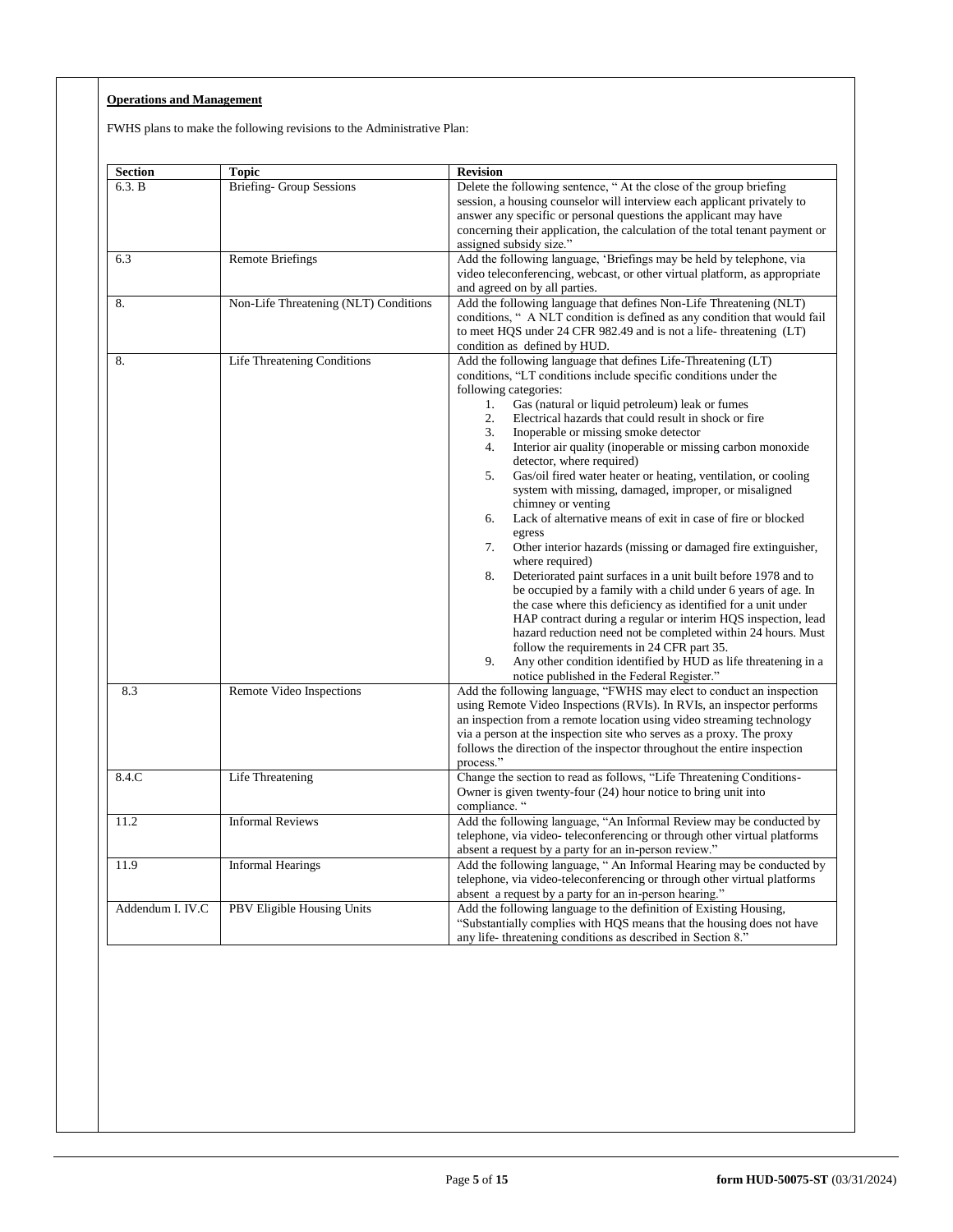**Operations and Management**

FWHS plans to make the following revisions to the Administrative Plan:

| Section | Topic | Revision |
|---|---|---|
| 6.3. B | Briefing- Group Sessions | Delete the following sentence, " At the close of the group briefing session, a housing counselor will interview each applicant privately to answer any specific or personal questions the applicant may have concerning their application, the calculation of the total tenant payment or assigned subsidy size." |
| 6.3 | Remote Briefings | Add the following language, 'Briefings may be held by telephone, via video teleconferencing, webcast, or other virtual platform, as appropriate and agreed on by all parties. |
| 8. | Non-Life Threatening (NLT) Conditions | Add the following language that defines Non-Life Threatening (NLT) conditions, " A NLT condition is defined as any condition that would fail to meet HQS under 24 CFR 982.49 and is not a life- threatening (LT) condition as defined by HUD. |
| 8. | Life Threatening Conditions | Add the following language that defines Life-Threatening (LT) conditions, "LT conditions include specific conditions under the following categories:<br>1. Gas (natural or liquid petroleum) leak or fumes<br>2. Electrical hazards that could result in shock or fire<br>3. Inoperable or missing smoke detector<br>4. Interior air quality (inoperable or missing carbon monoxide detector, where required)<br>5. Gas/oil fired water heater or heating, ventilation, or cooling system with missing, damaged, improper, or misaligned chimney or venting<br>6. Lack of alternative means of exit in case of fire or blocked egress<br>7. Other interior hazards (missing or damaged fire extinguisher, where required)<br>8. Deteriorated paint surfaces in a unit built before 1978 and to be occupied by a family with a child under 6 years of age. In the case where this deficiency as identified for a unit under HAP contract during a regular or interim HQS inspection, lead hazard reduction need not be completed within 24 hours. Must follow the requirements in 24 CFR part 35.<br>9. Any other condition identified by HUD as life threatening in a notice published in the Federal Register." |
| 8.3 | Remote Video Inspections | Add the following language, "FWHS may elect to conduct an inspection using Remote Video Inspections (RVIs). In RVIs, an inspector performs an inspection from a remote location using video streaming technology via a person at the inspection site who serves as a proxy. The proxy follows the direction of the inspector throughout the entire inspection process." |
| 8.4.C | Life Threatening | Change the section to read as follows, "Life Threatening Conditions- Owner is given twenty-four (24) hour notice to bring unit into compliance. " |
| 11.2 | Informal Reviews | Add the following language, "An Informal Review may be conducted by telephone, via video- teleconferencing or through other virtual platforms absent a request by a party for an in-person review." |
| 11.9 | Informal Hearings | Add the following language, " An Informal Hearing may be conducted by telephone, via video-teleconferencing or through other virtual platforms absent a request by a party for an in-person hearing." |
| Addendum I. IV.C | PBV Eligible Housing Units | Add the following language to the definition of Existing Housing, "Substantially complies with HQS means that the housing does not have any life- threatening conditions as described in Section 8." |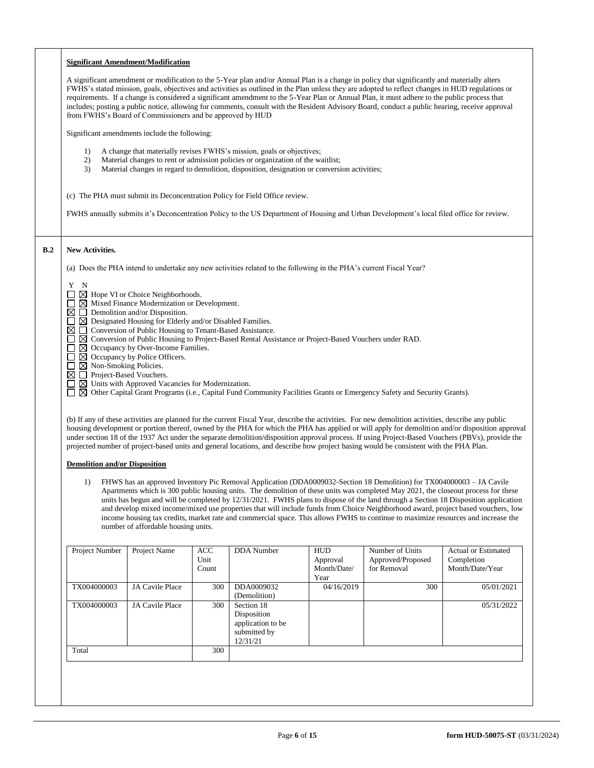**Significant Amendment/Modification**

A significant amendment or modification to the 5-Year plan and/or Annual Plan is a change in policy that significantly and materially alters FWHS's stated mission, goals, objectives and activities as outlined in the Plan unless they are adopted to reflect changes in HUD regulations or requirements. If a change is considered a significant amendment to the 5-Year Plan or Annual Plan, it must adhere to the public process that includes; posting a public notice, allowing for comments, consult with the Resident Advisory Board, conduct a public hearing, receive approval from FWHS's Board of Commissioners and be approved by HUD

Significant amendments include the following:

1) A change that materially revises FWHS's mission, goals or objectives;
2) Material changes to rent or admission policies or organization of the waitlist;
3) Material changes in regard to demolition, disposition, designation or conversion activities;

(c) The PHA must submit its Deconcentration Policy for Field Office review.

FWHS annually submits it's Deconcentration Policy to the US Department of Housing and Urban Development's local filed office for review.

**B.2 New Activities.**

(a) Does the PHA intend to undertake any new activities related to the following in the PHA's current Fiscal Year?

Y N
☐ ☒ Hope VI or Choice Neighborhoods.
☐ ☒ Mixed Finance Modernization or Development.
☒ ☐ Demolition and/or Disposition.
☐ ☒ Designated Housing for Elderly and/or Disabled Families.
☒ ☐ Conversion of Public Housing to Tenant-Based Assistance.
☐ ☒ Conversion of Public Housing to Project-Based Rental Assistance or Project-Based Vouchers under RAD.
☐ ☒ Occupancy by Over-Income Families.
☐ ☒ Occupancy by Police Officers.
☐ ☒ Non-Smoking Policies.
☒ ☐ Project-Based Vouchers.
☐ ☒ Units with Approved Vacancies for Modernization.
☐ ☒ Other Capital Grant Programs (i.e., Capital Fund Community Facilities Grants or Emergency Safety and Security Grants).

(b) If any of these activities are planned for the current Fiscal Year, describe the activities. For new demolition activities, describe any public housing development or portion thereof, owned by the PHA for which the PHA has applied or will apply for demolition and/or disposition approval under section 18 of the 1937 Act under the separate demolition/disposition approval process. If using Project-Based Vouchers (PBVs), provide the projected number of project-based units and general locations, and describe how project basing would be consistent with the PHA Plan.

**Demolition and/or Disposition**

1) FHWS has an approved Inventory Pic Removal Application (DDA0009032-Section 18 Demolition) for TX004000003 – JA Cavile Apartments which is 300 public housing units. The demolition of these units was completed May 2021, the closeout process for these units has begun and will be completed by 12/31/2021. FWHS plans to dispose of the land through a Section 18 Disposition application and develop mixed income/mixed use properties that will include funds from Choice Neighborhood award, project based vouchers, low income housing tax credits, market rate and commercial space. This allows FWHS to continue to maximize resources and increase the number of affordable housing units.

| Project Number | Project Name | ACC Unit Count | DDA Number | HUD Approval Month/Date/Year | Number of Units Approved/Proposed for Removal | Actual or Estimated Completion Month/Date/Year |
|---|---|---|---|---|---|---|
| TX004000003 | JA Cavile Place | 300 | DDA0009032 (Demolition) | 04/16/2019 | 300 | 05/01/2021 |
| TX004000003 | JA Cavile Place | 300 | Section 18 Disposition application to be submitted by 12/31/21 | | | 05/31/2022 |
| Total | | 300 | | | | |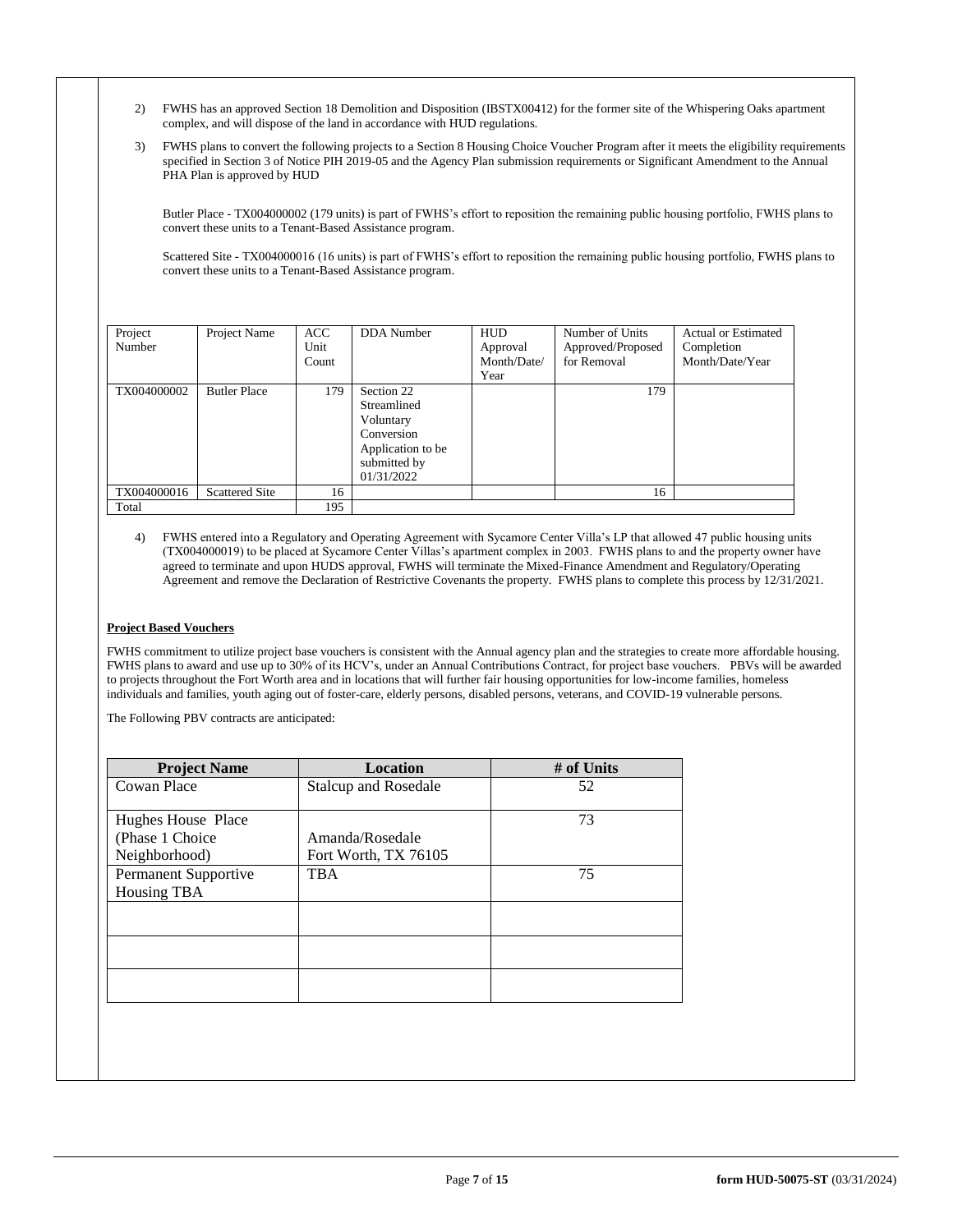2) FWHS has an approved Section 18 Demolition and Disposition (IBSTX00412) for the former site of the Whispering Oaks apartment complex, and will dispose of the land in accordance with HUD regulations.

3) FWHS plans to convert the following projects to a Section 8 Housing Choice Voucher Program after it meets the eligibility requirements specified in Section 3 of Notice PIH 2019-05 and the Agency Plan submission requirements or Significant Amendment to the Annual PHA Plan is approved by HUD

   Butler Place - TX004000002 (179 units) is part of FWHS's effort to reposition the remaining public housing portfolio, FWHS plans to convert these units to a Tenant-Based Assistance program.

   Scattered Site - TX004000016 (16 units) is part of FWHS's effort to reposition the remaining public housing portfolio, FWHS plans to convert these units to a Tenant-Based Assistance program.

| Project Number | Project Name | ACC Unit Count | DDA Number | HUD Approval Month/Date/ Year | Number of Units Approved/Proposed for Removal | Actual or Estimated Completion Month/Date/Year |
|---|---|---|---|---|---|---|
| TX004000002 | Butler Place | 179 | Section 22 Streamlined Voluntary Conversion Application to be submitted by 01/31/2022 | | 179 | |
| TX004000016 | Scattered Site | 16 | | | 16 | |
| Total | | 195 | | | | |

4) FWHS entered into a Regulatory and Operating Agreement with Sycamore Center Villa's LP that allowed 47 public housing units (TX004000019) to be placed at Sycamore Center Villas's apartment complex in 2003. FWHS plans to and the property owner have agreed to terminate and upon HUDS approval, FWHS will terminate the Mixed-Finance Amendment and Regulatory/Operating Agreement and remove the Declaration of Restrictive Covenants the property. FWHS plans to complete this process by 12/31/2021.

**Project Based Vouchers**

FWHS commitment to utilize project base vouchers is consistent with the Annual agency plan and the strategies to create more affordable housing. FWHS plans to award and use up to 30% of its HCV's, under an Annual Contributions Contract, for project base vouchers. PBVs will be awarded to projects throughout the Fort Worth area and in locations that will further fair housing opportunities for low-income families, homeless individuals and families, youth aging out of foster-care, elderly persons, disabled persons, veterans, and COVID-19 vulnerable persons.

The Following PBV contracts are anticipated:

| Project Name | Location | # of Units |
|---|---|---|
| Cowan Place | Stalcup and Rosedale | 52 |
| Hughes House Place (Phase 1 Choice Neighborhood) | Amanda/Rosedale Fort Worth, TX 76105 | 73 |
| Permanent Supportive Housing TBA | TBA | 75 |
| | | |
| | | |
| | | |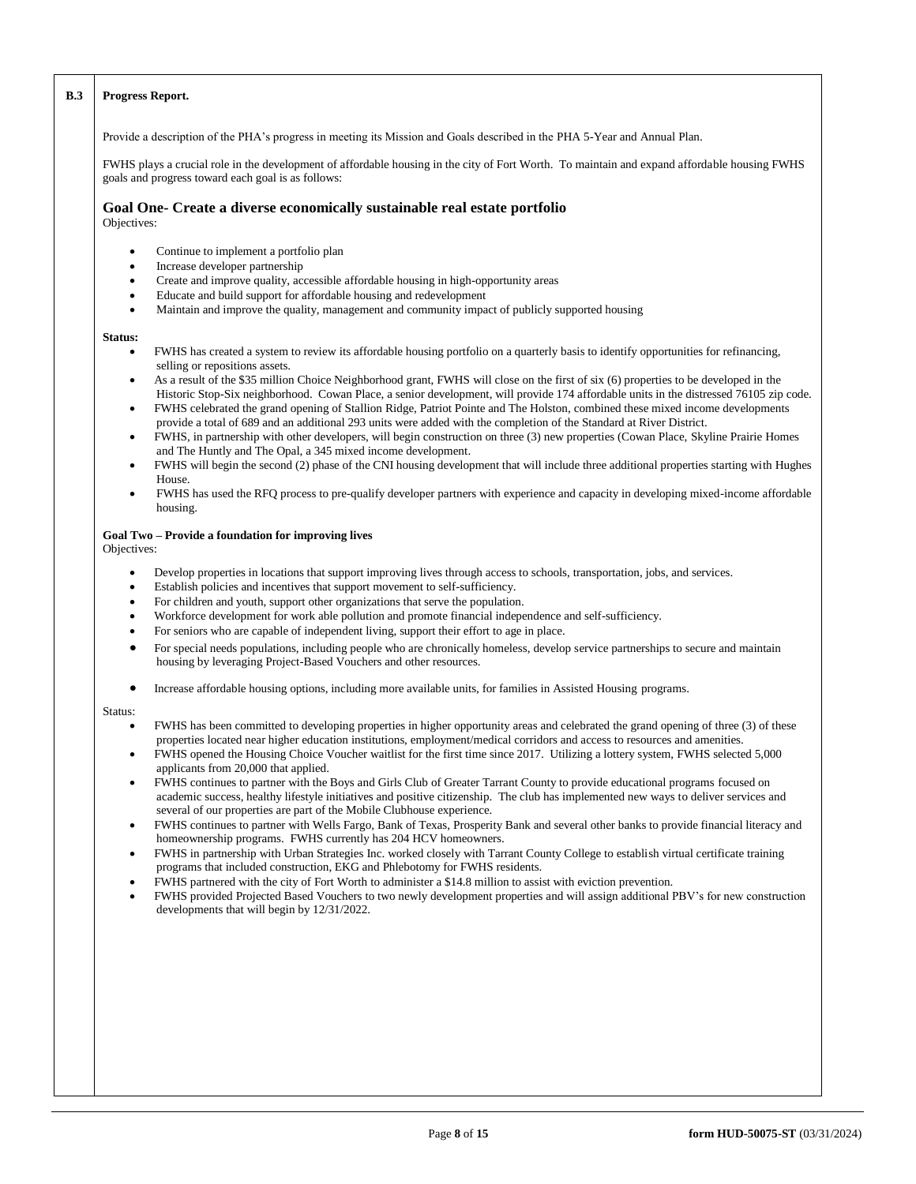**B.3** **Progress Report.**

Provide a description of the PHA's progress in meeting its Mission and Goals described in the PHA 5-Year and Annual Plan.

FWHS plays a crucial role in the development of affordable housing in the city of Fort Worth. To maintain and expand affordable housing FWHS goals and progress toward each goal is as follows:

## Goal One- Create a diverse economically sustainable real estate portfolio

Objectives:

- Continue to implement a portfolio plan
- Increase developer partnership
- Create and improve quality, accessible affordable housing in high-opportunity areas
- Educate and build support for affordable housing and redevelopment
- Maintain and improve the quality, management and community impact of publicly supported housing

**Status:**

- FWHS has created a system to review its affordable housing portfolio on a quarterly basis to identify opportunities for refinancing, selling or repositions assets.
- As a result of the $35 million Choice Neighborhood grant, FWHS will close on the first of six (6) properties to be developed in the Historic Stop-Six neighborhood. Cowan Place, a senior development, will provide 174 affordable units in the distressed 76105 zip code.
- FWHS celebrated the grand opening of Stallion Ridge, Patriot Pointe and The Holston, combined these mixed income developments provide a total of 689 and an additional 293 units were added with the completion of the Standard at River District.
- FWHS, in partnership with other developers, will begin construction on three (3) new properties (Cowan Place, Skyline Prairie Homes and The Huntly and The Opal, a 345 mixed income development.
- FWHS will begin the second (2) phase of the CNI housing development that will include three additional properties starting with Hughes House.
- FWHS has used the RFQ process to pre-qualify developer partners with experience and capacity in developing mixed-income affordable housing.

**Goal Two – Provide a foundation for improving lives**

Objectives:

- Develop properties in locations that support improving lives through access to schools, transportation, jobs, and services.
- Establish policies and incentives that support movement to self-sufficiency.
- For children and youth, support other organizations that serve the population.
- Workforce development for work able pollution and promote financial independence and self-sufficiency.
- For seniors who are capable of independent living, support their effort to age in place.
- For special needs populations, including people who are chronically homeless, develop service partnerships to secure and maintain housing by leveraging Project-Based Vouchers and other resources.
- Increase affordable housing options, including more available units, for families in Assisted Housing programs.

Status:

- FWHS has been committed to developing properties in higher opportunity areas and celebrated the grand opening of three (3) of these properties located near higher education institutions, employment/medical corridors and access to resources and amenities.
- FWHS opened the Housing Choice Voucher waitlist for the first time since 2017. Utilizing a lottery system, FWHS selected 5,000 applicants from 20,000 that applied.
- FWHS continues to partner with the Boys and Girls Club of Greater Tarrant County to provide educational programs focused on academic success, healthy lifestyle initiatives and positive citizenship. The club has implemented new ways to deliver services and several of our properties are part of the Mobile Clubhouse experience.
- FWHS continues to partner with Wells Fargo, Bank of Texas, Prosperity Bank and several other banks to provide financial literacy and homeownership programs. FWHS currently has 204 HCV homeowners.
- FWHS in partnership with Urban Strategies Inc. worked closely with Tarrant County College to establish virtual certificate training programs that included construction, EKG and Phlebotomy for FWHS residents.
- FWHS partnered with the city of Fort Worth to administer a $14.8 million to assist with eviction prevention.
- FWHS provided Projected Based Vouchers to two newly development properties and will assign additional PBV's for new construction developments that will begin by 12/31/2022.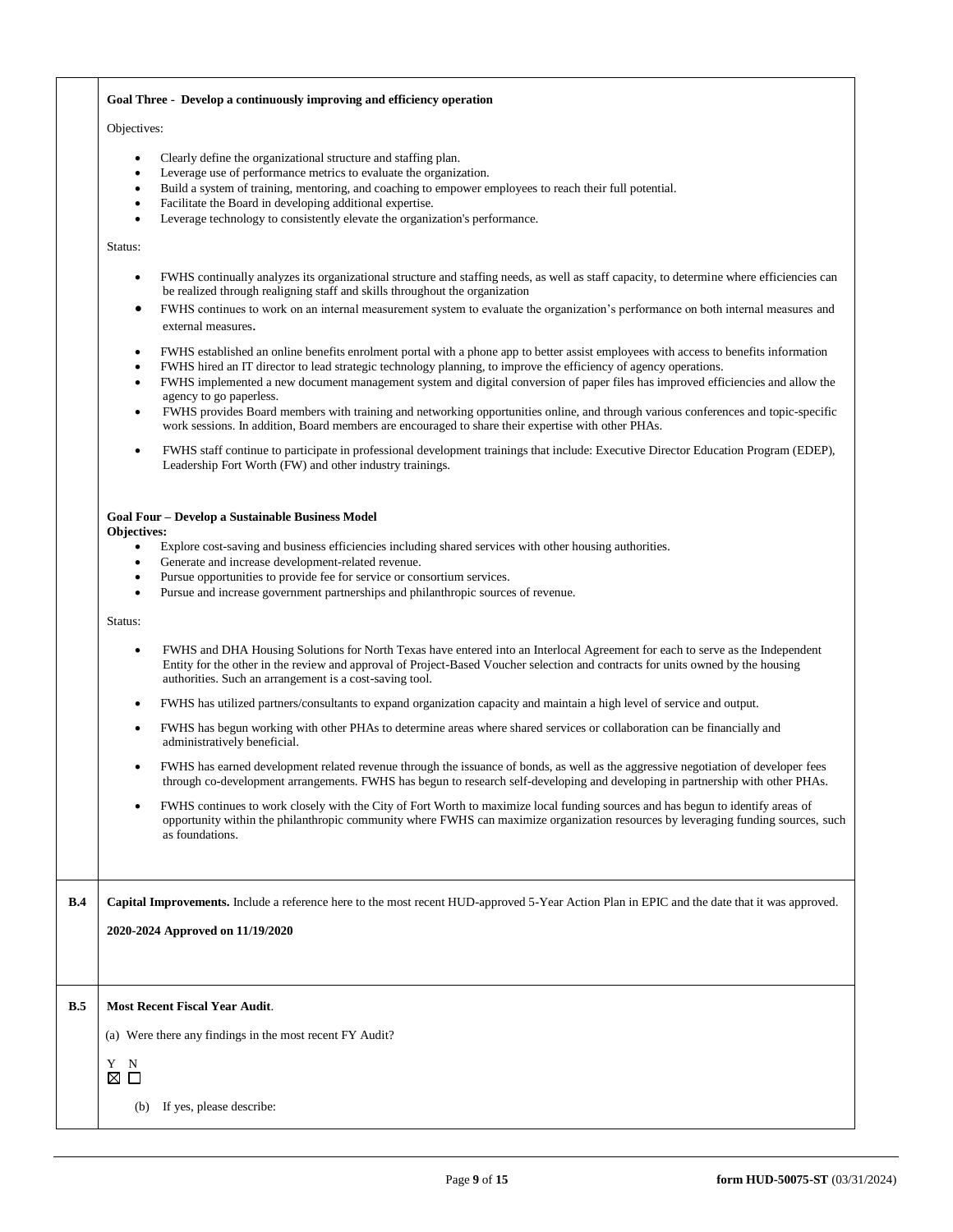**Goal Three - Develop a continuously improving and efficiency operation**

Objectives:

- Clearly define the organizational structure and staffing plan.
- Leverage use of performance metrics to evaluate the organization.
- Build a system of training, mentoring, and coaching to empower employees to reach their full potential.
- Facilitate the Board in developing additional expertise.
- Leverage technology to consistently elevate the organization's performance.

Status:

- FWHS continually analyzes its organizational structure and staffing needs, as well as staff capacity, to determine where efficiencies can be realized through realigning staff and skills throughout the organization
- FWHS continues to work on an internal measurement system to evaluate the organization's performance on both internal measures and external measures.
- FWHS established an online benefits enrolment portal with a phone app to better assist employees with access to benefits information
- FWHS hired an IT director to lead strategic technology planning, to improve the efficiency of agency operations.
- FWHS implemented a new document management system and digital conversion of paper files has improved efficiencies and allow the agency to go paperless.
- FWHS provides Board members with training and networking opportunities online, and through various conferences and topic-specific work sessions. In addition, Board members are encouraged to share their expertise with other PHAs.
- FWHS staff continue to participate in professional development trainings that include: Executive Director Education Program (EDEP), Leadership Fort Worth (FW) and other industry trainings.

**Goal Four – Develop a Sustainable Business Model**

**Objectives:**

- Explore cost-saving and business efficiencies including shared services with other housing authorities.
- Generate and increase development-related revenue.
- Pursue opportunities to provide fee for service or consortium services.
- Pursue and increase government partnerships and philanthropic sources of revenue.

Status:

- FWHS and DHA Housing Solutions for North Texas have entered into an Interlocal Agreement for each to serve as the Independent Entity for the other in the review and approval of Project-Based Voucher selection and contracts for units owned by the housing authorities. Such an arrangement is a cost-saving tool.
- FWHS has utilized partners/consultants to expand organization capacity and maintain a high level of service and output.
- FWHS has begun working with other PHAs to determine areas where shared services or collaboration can be financially and administratively beneficial.
- FWHS has earned development related revenue through the issuance of bonds, as well as the aggressive negotiation of developer fees through co-development arrangements. FWHS has begun to research self-developing and developing in partnership with other PHAs.
- FWHS continues to work closely with the City of Fort Worth to maximize local funding sources and has begun to identify areas of opportunity within the philanthropic community where FWHS can maximize organization resources by leveraging funding sources, such as foundations.

**B.4** **Capital Improvements.** Include a reference here to the most recent HUD-approved 5-Year Action Plan in EPIC and the date that it was approved.

**2020-2024 Approved on 11/19/2020**

**B.5** **Most Recent Fiscal Year Audit**.

(a) Were there any findings in the most recent FY Audit?

Y N
☒ ☐

(b) If yes, please describe: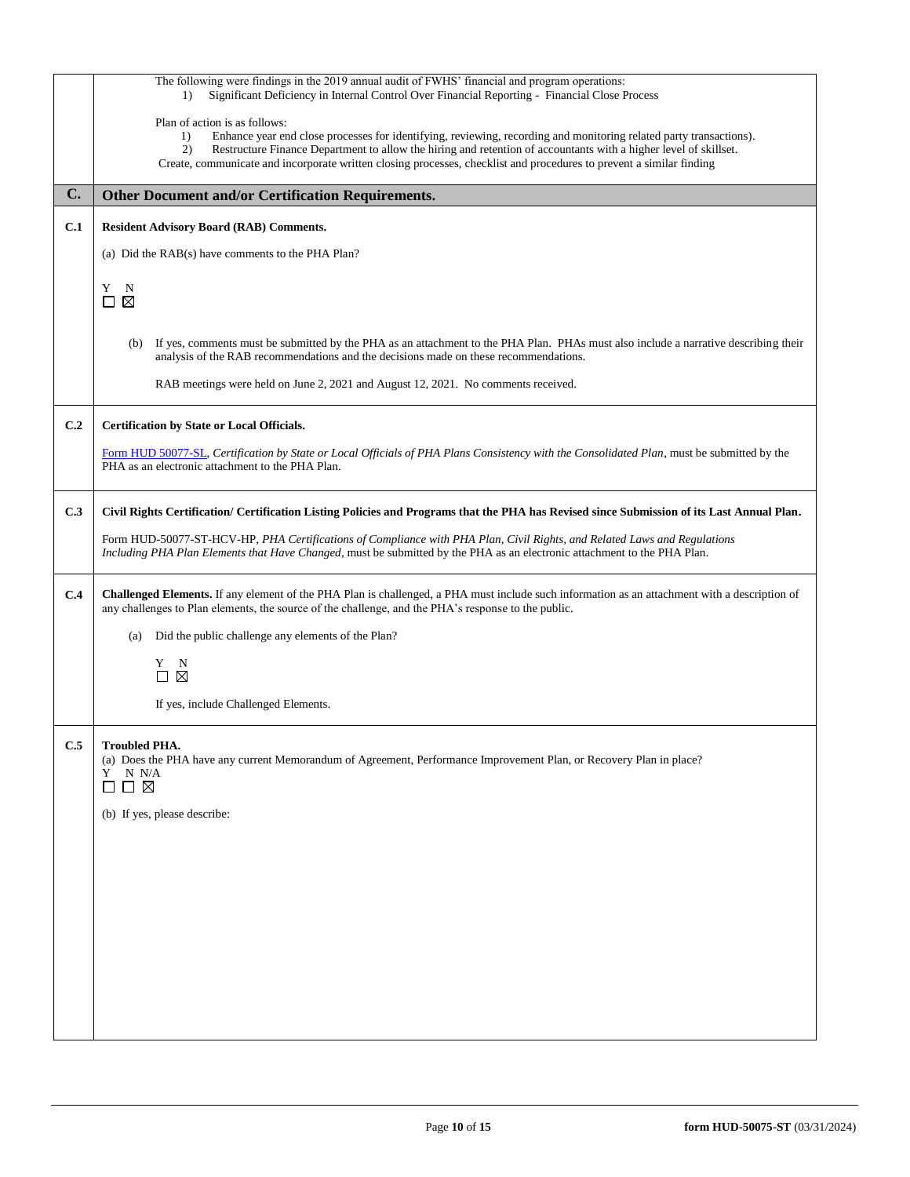The following were findings in the 2019 annual audit of FWHS' financial and program operations:

1) Significant Deficiency in Internal Control Over Financial Reporting - Financial Close Process

Plan of action is as follows:

1) Enhance year end close processes for identifying, reviewing, recording and monitoring related party transactions).
2) Restructure Finance Department to allow the hiring and retention of accountants with a higher level of skillset.

Create, communicate and incorporate written closing processes, checklist and procedures to prevent a similar finding

## C. Other Document and/or Certification Requirements.

**C.1 Resident Advisory Board (RAB) Comments.**

(a) Did the RAB(s) have comments to the PHA Plan?

Y ☐ N ☒

(b) If yes, comments must be submitted by the PHA as an attachment to the PHA Plan. PHAs must also include a narrative describing their analysis of the RAB recommendations and the decisions made on these recommendations.

RAB meetings were held on June 2, 2021 and August 12, 2021. No comments received.

**C.2 Certification by State or Local Officials.**

Form HUD 50077-SL, *Certification by State or Local Officials of PHA Plans Consistency with the Consolidated Plan*, must be submitted by the PHA as an electronic attachment to the PHA Plan.

**C.3 Civil Rights Certification/ Certification Listing Policies and Programs that the PHA has Revised since Submission of its Last Annual Plan.**

Form HUD-50077-ST-HCV-HP, *PHA Certifications of Compliance with PHA Plan, Civil Rights, and Related Laws and Regulations Including PHA Plan Elements that Have Changed*, must be submitted by the PHA as an electronic attachment to the PHA Plan.

**C.4 Challenged Elements.** If any element of the PHA Plan is challenged, a PHA must include such information as an attachment with a description of any challenges to Plan elements, the source of the challenge, and the PHA's response to the public.

(a) Did the public challenge any elements of the Plan?

Y ☐ N ☒

If yes, include Challenged Elements.

**C.5 Troubled PHA.**

(a) Does the PHA have any current Memorandum of Agreement, Performance Improvement Plan, or Recovery Plan in place?

Y ☐ N ☐ N/A ☒

(b) If yes, please describe: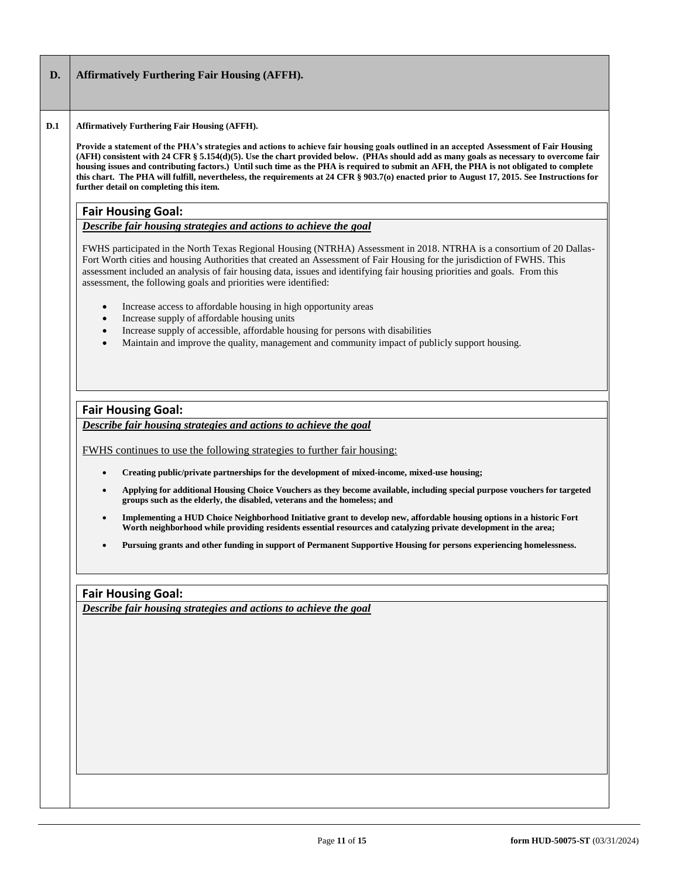## D. Affirmatively Furthering Fair Housing (AFFH).

**D.1 Affirmatively Furthering Fair Housing (AFFH).**

**Provide a statement of the PHA's strategies and actions to achieve fair housing goals outlined in an accepted Assessment of Fair Housing (AFFH) consistent with 24 CFR § 5.154(d)(5). Use the chart provided below. (PHAs should add as many goals as necessary to overcome fair housing issues and contributing factors.) Until such time as the PHA is required to submit an AFH, the PHA is not obligated to complete this chart. The PHA will fulfill, nevertheless, the requirements at 24 CFR § 903.7(o) enacted prior to August 17, 2015. See Instructions for further detail on completing this item.**

### Fair Housing Goal:

***Describe fair housing strategies and actions to achieve the goal***

FWHS participated in the North Texas Regional Housing (NTRHA) Assessment in 2018. NTRHA is a consortium of 20 Dallas-Fort Worth cities and housing Authorities that created an Assessment of Fair Housing for the jurisdiction of FWHS. This assessment included an analysis of fair housing data, issues and identifying fair housing priorities and goals. From this assessment, the following goals and priorities were identified:

- Increase access to affordable housing in high opportunity areas
- Increase supply of affordable housing units
- Increase supply of accessible, affordable housing for persons with disabilities
- Maintain and improve the quality, management and community impact of publicly support housing.

### Fair Housing Goal:

***Describe fair housing strategies and actions to achieve the goal***

FWHS continues to use the following strategies to further fair housing:

- **Creating public/private partnerships for the development of mixed-income, mixed-use housing;**
- **Applying for additional Housing Choice Vouchers as they become available, including special purpose vouchers for targeted groups such as the elderly, the disabled, veterans and the homeless; and**
- **Implementing a HUD Choice Neighborhood Initiative grant to develop new, affordable housing options in a historic Fort Worth neighborhood while providing residents essential resources and catalyzing private development in the area;**
- **Pursuing grants and other funding in support of Permanent Supportive Housing for persons experiencing homelessness.**

### Fair Housing Goal:

***Describe fair housing strategies and actions to achieve the goal***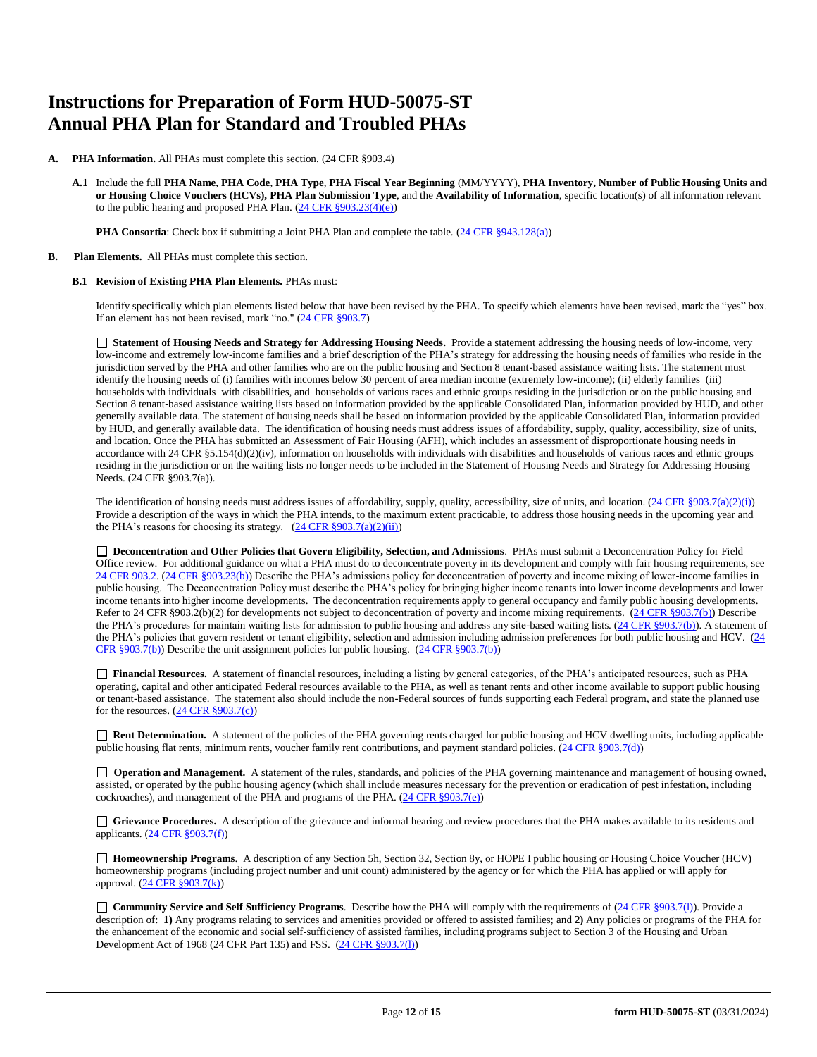# Instructions for Preparation of Form HUD-50075-ST Annual PHA Plan for Standard and Troubled PHAs

**A. PHA Information.** All PHAs must complete this section. (24 CFR §903.4)

**A.1** Include the full **PHA Name**, **PHA Code**, **PHA Type**, **PHA Fiscal Year Beginning** (MM/YYYY), **PHA Inventory, Number of Public Housing Units and or Housing Choice Vouchers (HCVs), PHA Plan Submission Type**, and the **Availability of Information**, specific location(s) of all information relevant to the public hearing and proposed PHA Plan. (24 CFR §903.23(4)(e))

**PHA Consortia**: Check box if submitting a Joint PHA Plan and complete the table. (24 CFR §943.128(a))

**B. Plan Elements.** All PHAs must complete this section.

**B.1 Revision of Existing PHA Plan Elements.** PHAs must:

Identify specifically which plan elements listed below that have been revised by the PHA. To specify which elements have been revised, mark the "yes" box. If an element has not been revised, mark "no." (24 CFR §903.7)

☐ **Statement of Housing Needs and Strategy for Addressing Housing Needs.** Provide a statement addressing the housing needs of low-income, very low-income and extremely low-income families and a brief description of the PHA's strategy for addressing the housing needs of families who reside in the jurisdiction served by the PHA and other families who are on the public housing and Section 8 tenant-based assistance waiting lists. The statement must identify the housing needs of (i) families with incomes below 30 percent of area median income (extremely low-income); (ii) elderly families (iii) households with individuals with disabilities, and households of various races and ethnic groups residing in the jurisdiction or on the public housing and Section 8 tenant-based assistance waiting lists based on information provided by the applicable Consolidated Plan, information provided by HUD, and other generally available data. The statement of housing needs shall be based on information provided by the applicable Consolidated Plan, information provided by HUD, and generally available data. The identification of housing needs must address issues of affordability, supply, quality, accessibility, size of units, and location. Once the PHA has submitted an Assessment of Fair Housing (AFH), which includes an assessment of disproportionate housing needs in accordance with 24 CFR §5.154(d)(2)(iv), information on households with individuals with disabilities and households of various races and ethnic groups residing in the jurisdiction or on the waiting lists no longer needs to be included in the Statement of Housing Needs and Strategy for Addressing Housing Needs. (24 CFR §903.7(a)).

The identification of housing needs must address issues of affordability, supply, quality, accessibility, size of units, and location. (24 CFR §903.7(a)(2)(i)) Provide a description of the ways in which the PHA intends, to the maximum extent practicable, to address those housing needs in the upcoming year and the PHA's reasons for choosing its strategy. (24 CFR §903.7(a)(2)(ii))

☐ **Deconcentration and Other Policies that Govern Eligibility, Selection, and Admissions**. PHAs must submit a Deconcentration Policy for Field Office review. For additional guidance on what a PHA must do to deconcentrate poverty in its development and comply with fair housing requirements, see 24 CFR 903.2. (24 CFR §903.23(b)) Describe the PHA's admissions policy for deconcentration of poverty and income mixing of lower-income families in public housing. The Deconcentration Policy must describe the PHA's policy for bringing higher income tenants into lower income developments and lower income tenants into higher income developments. The deconcentration requirements apply to general occupancy and family public housing developments. Refer to 24 CFR §903.2(b)(2) for developments not subject to deconcentration of poverty and income mixing requirements. (24 CFR §903.7(b)) Describe the PHA's procedures for maintain waiting lists for admission to public housing and address any site-based waiting lists. (24 CFR §903.7(b)). A statement of the PHA's policies that govern resident or tenant eligibility, selection and admission including admission preferences for both public housing and HCV. (24 CFR §903.7(b)) Describe the unit assignment policies for public housing. (24 CFR §903.7(b))

☐ **Financial Resources.** A statement of financial resources, including a listing by general categories, of the PHA's anticipated resources, such as PHA operating, capital and other anticipated Federal resources available to the PHA, as well as tenant rents and other income available to support public housing or tenant-based assistance. The statement also should include the non-Federal sources of funds supporting each Federal program, and state the planned use for the resources. (24 CFR §903.7(c))

☐ **Rent Determination.** A statement of the policies of the PHA governing rents charged for public housing and HCV dwelling units, including applicable public housing flat rents, minimum rents, voucher family rent contributions, and payment standard policies. (24 CFR §903.7(d))

☐ **Operation and Management.** A statement of the rules, standards, and policies of the PHA governing maintenance and management of housing owned, assisted, or operated by the public housing agency (which shall include measures necessary for the prevention or eradication of pest infestation, including cockroaches), and management of the PHA and programs of the PHA. (24 CFR §903.7(e))

☐ **Grievance Procedures.** A description of the grievance and informal hearing and review procedures that the PHA makes available to its residents and applicants. (24 CFR §903.7(f))

☐ **Homeownership Programs**. A description of any Section 5h, Section 32, Section 8y, or HOPE I public housing or Housing Choice Voucher (HCV) homeownership programs (including project number and unit count) administered by the agency or for which the PHA has applied or will apply for approval. (24 CFR §903.7(k))

☐ **Community Service and Self Sufficiency Programs**. Describe how the PHA will comply with the requirements of (24 CFR §903.7(l)). Provide a description of: **1)** Any programs relating to services and amenities provided or offered to assisted families; and **2)** Any policies or programs of the PHA for the enhancement of the economic and social self-sufficiency of assisted families, including programs subject to Section 3 of the Housing and Urban Development Act of 1968 (24 CFR Part 135) and FSS. (24 CFR §903.7(l))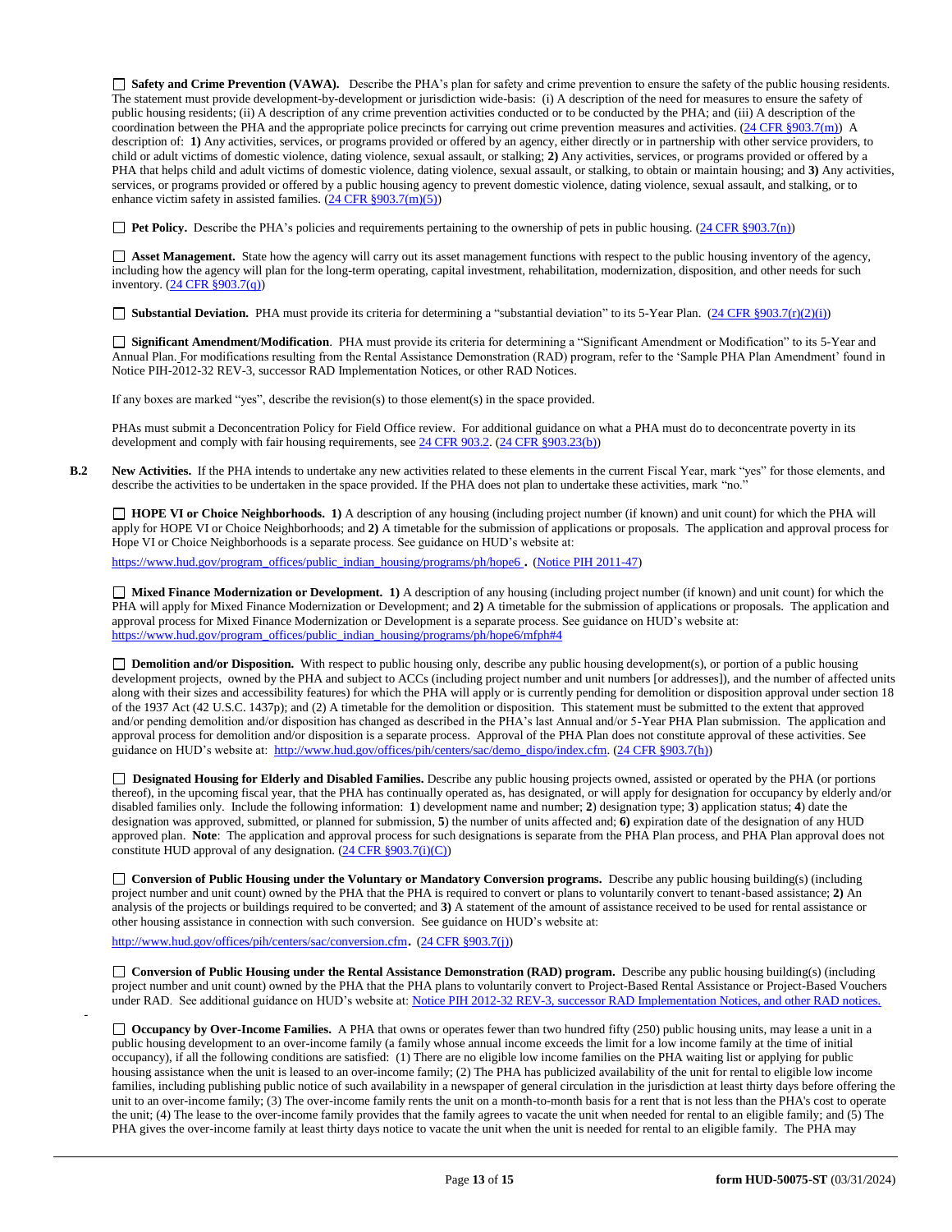☐ **Safety and Crime Prevention (VAWA).** Describe the PHA's plan for safety and crime prevention to ensure the safety of the public housing residents. The statement must provide development-by-development or jurisdiction wide-basis: (i) A description of the need for measures to ensure the safety of public housing residents; (ii) A description of any crime prevention activities conducted or to be conducted by the PHA; and (iii) A description of the coordination between the PHA and the appropriate police precincts for carrying out crime prevention measures and activities. (24 CFR §903.7(m)) A description of: **1)** Any activities, services, or programs provided or offered by an agency, either directly or in partnership with other service providers, to child or adult victims of domestic violence, dating violence, sexual assault, or stalking; **2)** Any activities, services, or programs provided or offered by a PHA that helps child and adult victims of domestic violence, dating violence, sexual assault, or stalking, to obtain or maintain housing; and **3)** Any activities, services, or programs provided or offered by a public housing agency to prevent domestic violence, dating violence, sexual assault, and stalking, or to enhance victim safety in assisted families. (24 CFR §903.7(m)(5))

☐ **Pet Policy.** Describe the PHA's policies and requirements pertaining to the ownership of pets in public housing. (24 CFR §903.7(n))

☐ **Asset Management.** State how the agency will carry out its asset management functions with respect to the public housing inventory of the agency, including how the agency will plan for the long-term operating, capital investment, rehabilitation, modernization, disposition, and other needs for such inventory. (24 CFR §903.7(q))

☐ **Substantial Deviation.** PHA must provide its criteria for determining a "substantial deviation" to its 5-Year Plan. (24 CFR §903.7(r)(2)(i))

☐ **Significant Amendment/Modification**. PHA must provide its criteria for determining a "Significant Amendment or Modification" to its 5-Year and Annual Plan. For modifications resulting from the Rental Assistance Demonstration (RAD) program, refer to the 'Sample PHA Plan Amendment' found in Notice PIH-2012-32 REV-3, successor RAD Implementation Notices, or other RAD Notices.

If any boxes are marked "yes", describe the revision(s) to those element(s) in the space provided.

PHAs must submit a Deconcentration Policy for Field Office review. For additional guidance on what a PHA must do to deconcentrate poverty in its development and comply with fair housing requirements, see 24 CFR 903.2. (24 CFR §903.23(b))

**B.2** **New Activities.** If the PHA intends to undertake any new activities related to these elements in the current Fiscal Year, mark "yes" for those elements, and describe the activities to be undertaken in the space provided. If the PHA does not plan to undertake these activities, mark "no."

☐ **HOPE VI or Choice Neighborhoods. 1)** A description of any housing (including project number (if known) and unit count) for which the PHA will apply for HOPE VI or Choice Neighborhoods; and **2)** A timetable for the submission of applications or proposals. The application and approval process for Hope VI or Choice Neighborhoods is a separate process. See guidance on HUD's website at:

https://www.hud.gov/program_offices/public_indian_housing/programs/ph/hope6 **.** (Notice PIH 2011-47)

☐ **Mixed Finance Modernization or Development. 1)** A description of any housing (including project number (if known) and unit count) for which the PHA will apply for Mixed Finance Modernization or Development; and **2)** A timetable for the submission of applications or proposals. The application and approval process for Mixed Finance Modernization or Development is a separate process. See guidance on HUD's website at: https://www.hud.gov/program_offices/public_indian_housing/programs/ph/hope6/mfph#4

☐ **Demolition and/or Disposition.** With respect to public housing only, describe any public housing development(s), or portion of a public housing development projects, owned by the PHA and subject to ACCs (including project number and unit numbers [or addresses]), and the number of affected units along with their sizes and accessibility features) for which the PHA will apply or is currently pending for demolition or disposition approval under section 18 of the 1937 Act (42 U.S.C. 1437p); and (2) A timetable for the demolition or disposition. This statement must be submitted to the extent that approved and/or pending demolition and/or disposition has changed as described in the PHA's last Annual and/or 5-Year PHA Plan submission. The application and approval process for demolition and/or disposition is a separate process. Approval of the PHA Plan does not constitute approval of these activities. See guidance on HUD's website at: http://www.hud.gov/offices/pih/centers/sac/demo_dispo/index.cfm. (24 CFR §903.7(h))

☐ **Designated Housing for Elderly and Disabled Families.** Describe any public housing projects owned, assisted or operated by the PHA (or portions thereof), in the upcoming fiscal year, that the PHA has continually operated as, has designated, or will apply for designation for occupancy by elderly and/or disabled families only. Include the following information: **1**) development name and number; **2**) designation type; **3**) application status; **4**) date the designation was approved, submitted, or planned for submission, **5**) the number of units affected and; **6)** expiration date of the designation of any HUD approved plan. **Note**: The application and approval process for such designations is separate from the PHA Plan process, and PHA Plan approval does not constitute HUD approval of any designation. (24 CFR §903.7(i)(C))

☐ **Conversion of Public Housing under the Voluntary or Mandatory Conversion programs.** Describe any public housing building(s) (including project number and unit count) owned by the PHA that the PHA is required to convert or plans to voluntarily convert to tenant-based assistance; **2)** An analysis of the projects or buildings required to be converted; and **3)** A statement of the amount of assistance received to be used for rental assistance or other housing assistance in connection with such conversion. See guidance on HUD's website at:

http://www.hud.gov/offices/pih/centers/sac/conversion.cfm**.** (24 CFR §903.7(j))

☐ **Conversion of Public Housing under the Rental Assistance Demonstration (RAD) program.** Describe any public housing building(s) (including project number and unit count) owned by the PHA that the PHA plans to voluntarily convert to Project-Based Rental Assistance or Project-Based Vouchers under RAD. See additional guidance on HUD's website at: Notice PIH 2012-32 REV-3, successor RAD Implementation Notices, and other RAD notices.

☐ **Occupancy by Over-Income Families.** A PHA that owns or operates fewer than two hundred fifty (250) public housing units, may lease a unit in a public housing development to an over-income family (a family whose annual income exceeds the limit for a low income family at the time of initial occupancy), if all the following conditions are satisfied: (1) There are no eligible low income families on the PHA waiting list or applying for public housing assistance when the unit is leased to an over-income family; (2) The PHA has publicized availability of the unit for rental to eligible low income families, including publishing public notice of such availability in a newspaper of general circulation in the jurisdiction at least thirty days before offering the unit to an over-income family; (3) The over-income family rents the unit on a month-to-month basis for a rent that is not less than the PHA's cost to operate the unit; (4) The lease to the over-income family provides that the family agrees to vacate the unit when needed for rental to an eligible family; and (5) The PHA gives the over-income family at least thirty days notice to vacate the unit when the unit is needed for rental to an eligible family. The PHA may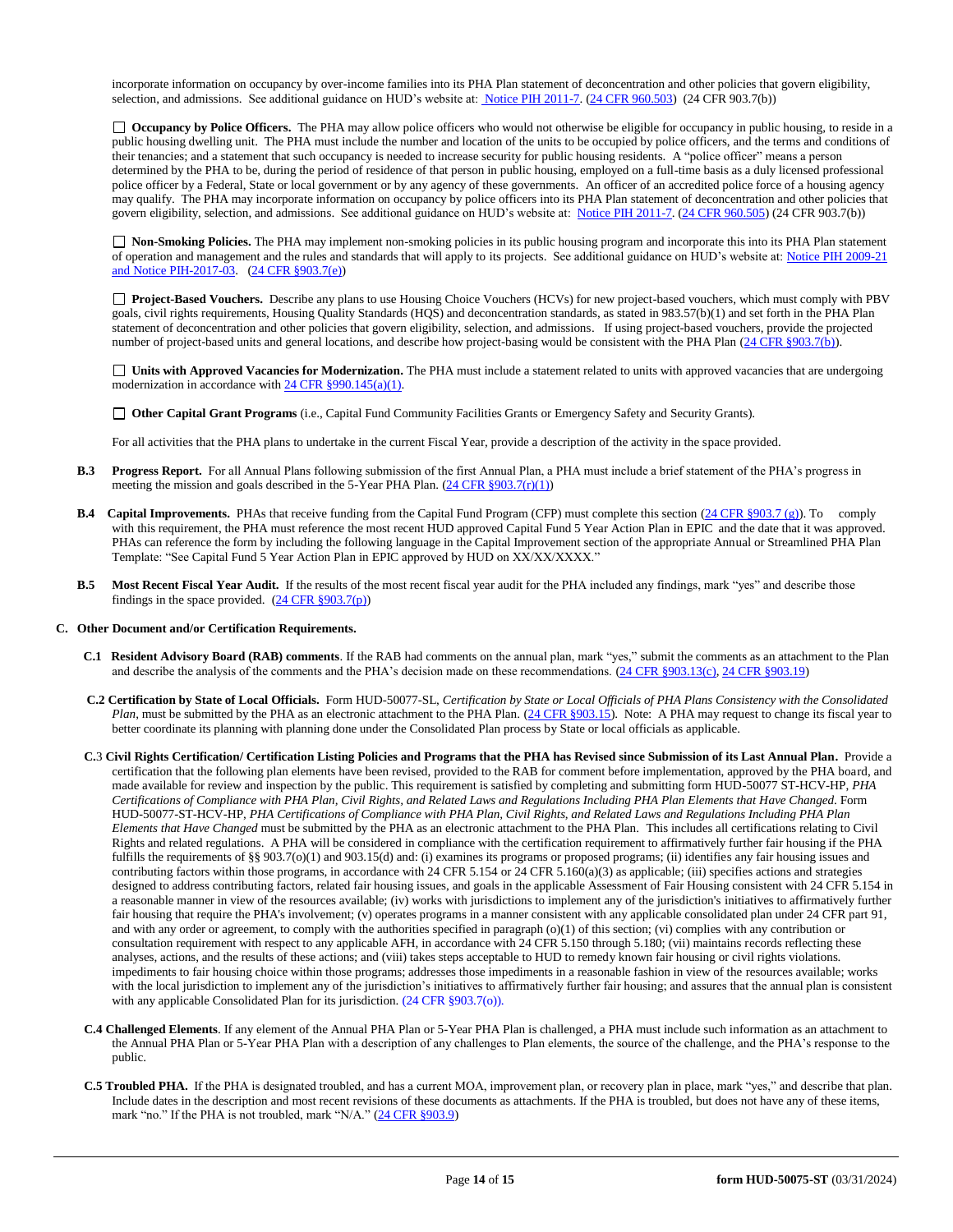incorporate information on occupancy by over-income families into its PHA Plan statement of deconcentration and other policies that govern eligibility, selection, and admissions. See additional guidance on HUD's website at: Notice PIH 2011-7. (24 CFR 960.503) (24 CFR 903.7(b))

☐ **Occupancy by Police Officers.** The PHA may allow police officers who would not otherwise be eligible for occupancy in public housing, to reside in a public housing dwelling unit. The PHA must include the number and location of the units to be occupied by police officers, and the terms and conditions of their tenancies; and a statement that such occupancy is needed to increase security for public housing residents. A "police officer" means a person determined by the PHA to be, during the period of residence of that person in public housing, employed on a full-time basis as a duly licensed professional police officer by a Federal, State or local government or by any agency of these governments. An officer of an accredited police force of a housing agency may qualify. The PHA may incorporate information on occupancy by police officers into its PHA Plan statement of deconcentration and other policies that govern eligibility, selection, and admissions. See additional guidance on HUD's website at: Notice PIH 2011-7. (24 CFR 960.505) (24 CFR 903.7(b))

☐ **Non-Smoking Policies.** The PHA may implement non-smoking policies in its public housing program and incorporate this into its PHA Plan statement of operation and management and the rules and standards that will apply to its projects. See additional guidance on HUD's website at: Notice PIH 2009-21 and Notice PIH-2017-03. (24 CFR §903.7(e))

☐ **Project-Based Vouchers.** Describe any plans to use Housing Choice Vouchers (HCVs) for new project-based vouchers, which must comply with PBV goals, civil rights requirements, Housing Quality Standards (HQS) and deconcentration standards, as stated in 983.57(b)(1) and set forth in the PHA Plan statement of deconcentration and other policies that govern eligibility, selection, and admissions. If using project-based vouchers, provide the projected number of project-based units and general locations, and describe how project-basing would be consistent with the PHA Plan (24 CFR §903.7(b)).

☐ **Units with Approved Vacancies for Modernization.** The PHA must include a statement related to units with approved vacancies that are undergoing modernization in accordance with 24 CFR §990.145(a)(1).

☐ **Other Capital Grant Programs** (i.e., Capital Fund Community Facilities Grants or Emergency Safety and Security Grants).

For all activities that the PHA plans to undertake in the current Fiscal Year, provide a description of the activity in the space provided.

**B.3 Progress Report.** For all Annual Plans following submission of the first Annual Plan, a PHA must include a brief statement of the PHA's progress in meeting the mission and goals described in the 5-Year PHA Plan. (24 CFR §903.7(r)(1))

**B.4 Capital Improvements.** PHAs that receive funding from the Capital Fund Program (CFP) must complete this section (24 CFR §903.7 (g)). To comply with this requirement, the PHA must reference the most recent HUD approved Capital Fund 5 Year Action Plan in EPIC and the date that it was approved. PHAs can reference the form by including the following language in the Capital Improvement section of the appropriate Annual or Streamlined PHA Plan Template: "See Capital Fund 5 Year Action Plan in EPIC approved by HUD on XX/XX/XXXX."

**B.5 Most Recent Fiscal Year Audit.** If the results of the most recent fiscal year audit for the PHA included any findings, mark "yes" and describe those findings in the space provided. (24 CFR §903.7(p))

**C. Other Document and/or Certification Requirements.**

**C.1 Resident Advisory Board (RAB) comments**. If the RAB had comments on the annual plan, mark "yes," submit the comments as an attachment to the Plan and describe the analysis of the comments and the PHA's decision made on these recommendations. (24 CFR §903.13(c), 24 CFR §903.19)

**C.2 Certification by State of Local Officials.** Form HUD-50077-SL, *Certification by State or Local Officials of PHA Plans Consistency with the Consolidated Plan*, must be submitted by the PHA as an electronic attachment to the PHA Plan. (24 CFR §903.15). Note: A PHA may request to change its fiscal year to better coordinate its planning with planning done under the Consolidated Plan process by State or local officials as applicable.

**C.3 Civil Rights Certification/ Certification Listing Policies and Programs that the PHA has Revised since Submission of its Last Annual Plan.** Provide a certification that the following plan elements have been revised, provided to the RAB for comment before implementation, approved by the PHA board, and made available for review and inspection by the public. This requirement is satisfied by completing and submitting form HUD-50077 ST-HCV-HP, *PHA Certifications of Compliance with PHA Plan, Civil Rights, and Related Laws and Regulations Including PHA Plan Elements that Have Changed*. Form HUD-50077-ST-HCV-HP, *PHA Certifications of Compliance with PHA Plan, Civil Rights, and Related Laws and Regulations Including PHA Plan Elements that Have Changed* must be submitted by the PHA as an electronic attachment to the PHA Plan. This includes all certifications relating to Civil Rights and related regulations. A PHA will be considered in compliance with the certification requirement to affirmatively further fair housing if the PHA fulfills the requirements of §§ 903.7(o)(1) and 903.15(d) and: (i) examines its programs or proposed programs; (ii) identifies any fair housing issues and contributing factors within those programs, in accordance with 24 CFR 5.154 or 24 CFR 5.160(a)(3) as applicable; (iii) specifies actions and strategies designed to address contributing factors, related fair housing issues, and goals in the applicable Assessment of Fair Housing consistent with 24 CFR 5.154 in a reasonable manner in view of the resources available; (iv) works with jurisdictions to implement any of the jurisdiction's initiatives to affirmatively further fair housing that require the PHA's involvement; (v) operates programs in a manner consistent with any applicable consolidated plan under 24 CFR part 91, and with any order or agreement, to comply with the authorities specified in paragraph (o)(1) of this section; (vi) complies with any contribution or consultation requirement with respect to any applicable AFH, in accordance with 24 CFR 5.150 through 5.180; (vii) maintains records reflecting these analyses, actions, and the results of these actions; and (viii) takes steps acceptable to HUD to remedy known fair housing or civil rights violations. impediments to fair housing choice within those programs; addresses those impediments in a reasonable fashion in view of the resources available; works with the local jurisdiction to implement any of the jurisdiction's initiatives to affirmatively further fair housing; and assures that the annual plan is consistent with any applicable Consolidated Plan for its jurisdiction. (24 CFR §903.7(o)).

**C.4 Challenged Elements**. If any element of the Annual PHA Plan or 5-Year PHA Plan is challenged, a PHA must include such information as an attachment to the Annual PHA Plan or 5-Year PHA Plan with a description of any challenges to Plan elements, the source of the challenge, and the PHA's response to the public.

**C.5 Troubled PHA.** If the PHA is designated troubled, and has a current MOA, improvement plan, or recovery plan in place, mark "yes," and describe that plan. Include dates in the description and most recent revisions of these documents as attachments. If the PHA is troubled, but does not have any of these items, mark "no." If the PHA is not troubled, mark "N/A." (24 CFR §903.9)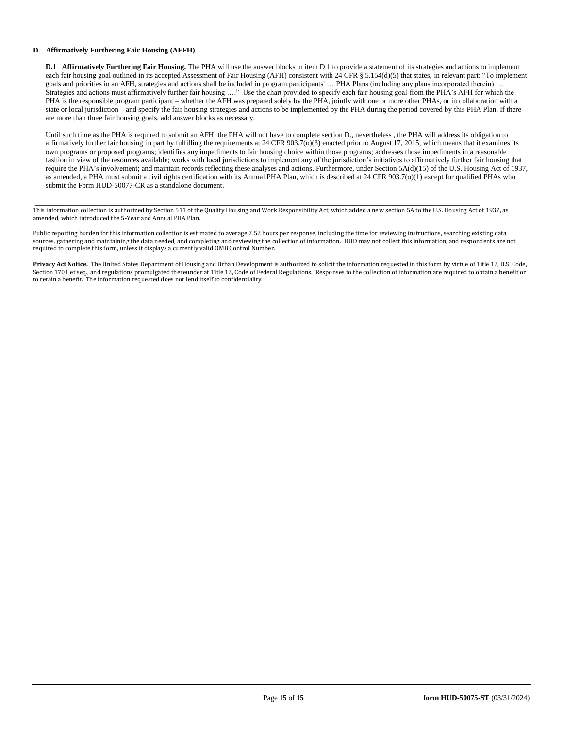**D. Affirmatively Furthering Fair Housing (AFFH).**

**D.1 Affirmatively Furthering Fair Housing.** The PHA will use the answer blocks in item D.1 to provide a statement of its strategies and actions to implement each fair housing goal outlined in its accepted Assessment of Fair Housing (AFH) consistent with 24 CFR § 5.154(d)(5) that states, in relevant part: "To implement goals and priorities in an AFH, strategies and actions shall be included in program participants' … PHA Plans (including any plans incorporated therein) …. Strategies and actions must affirmatively further fair housing …." Use the chart provided to specify each fair housing goal from the PHA's AFH for which the PHA is the responsible program participant – whether the AFH was prepared solely by the PHA, jointly with one or more other PHAs, or in collaboration with a state or local jurisdiction – and specify the fair housing strategies and actions to be implemented by the PHA during the period covered by this PHA Plan. If there are more than three fair housing goals, add answer blocks as necessary.

Until such time as the PHA is required to submit an AFH, the PHA will not have to complete section D., nevertheless , the PHA will address its obligation to affirmatively further fair housing in part by fulfilling the requirements at 24 CFR 903.7(o)(3) enacted prior to August 17, 2015, which means that it examines its own programs or proposed programs; identifies any impediments to fair housing choice within those programs; addresses those impediments in a reasonable fashion in view of the resources available; works with local jurisdictions to implement any of the jurisdiction's initiatives to affirmatively further fair housing that require the PHA's involvement; and maintain records reflecting these analyses and actions. Furthermore, under Section 5A(d)(15) of the U.S. Housing Act of 1937, as amended, a PHA must submit a civil rights certification with its Annual PHA Plan, which is described at 24 CFR 903.7(o)(1) except for qualified PHAs who submit the Form HUD-50077-CR as a standalone document.

---

This information collection is authorized by Section 511 of the Quality Housing and Work Responsibility Act, which added a new section 5A to the U.S. Housing Act of 1937, as amended, which introduced the 5-Year and Annual PHA Plan.

Public reporting burden for this information collection is estimated to average 7.52 hours per response, including the time for reviewing instructions, searching existing data sources, gathering and maintaining the data needed, and completing and reviewing the collection of information. HUD may not collect this information, and respondents are not required to complete this form, unless it displays a currently valid OMB Control Number.

**Privacy Act Notice.** The United States Department of Housing and Urban Development is authorized to solicit the information requested in this form by virtue of Title 12, U.S. Code, Section 1701 et seq., and regulations promulgated thereunder at Title 12, Code of Federal Regulations. Responses to the collection of information are required to obtain a benefit or to retain a benefit. The information requested does not lend itself to confidentiality.

**form HUD-50075-ST** (03/31/2024)